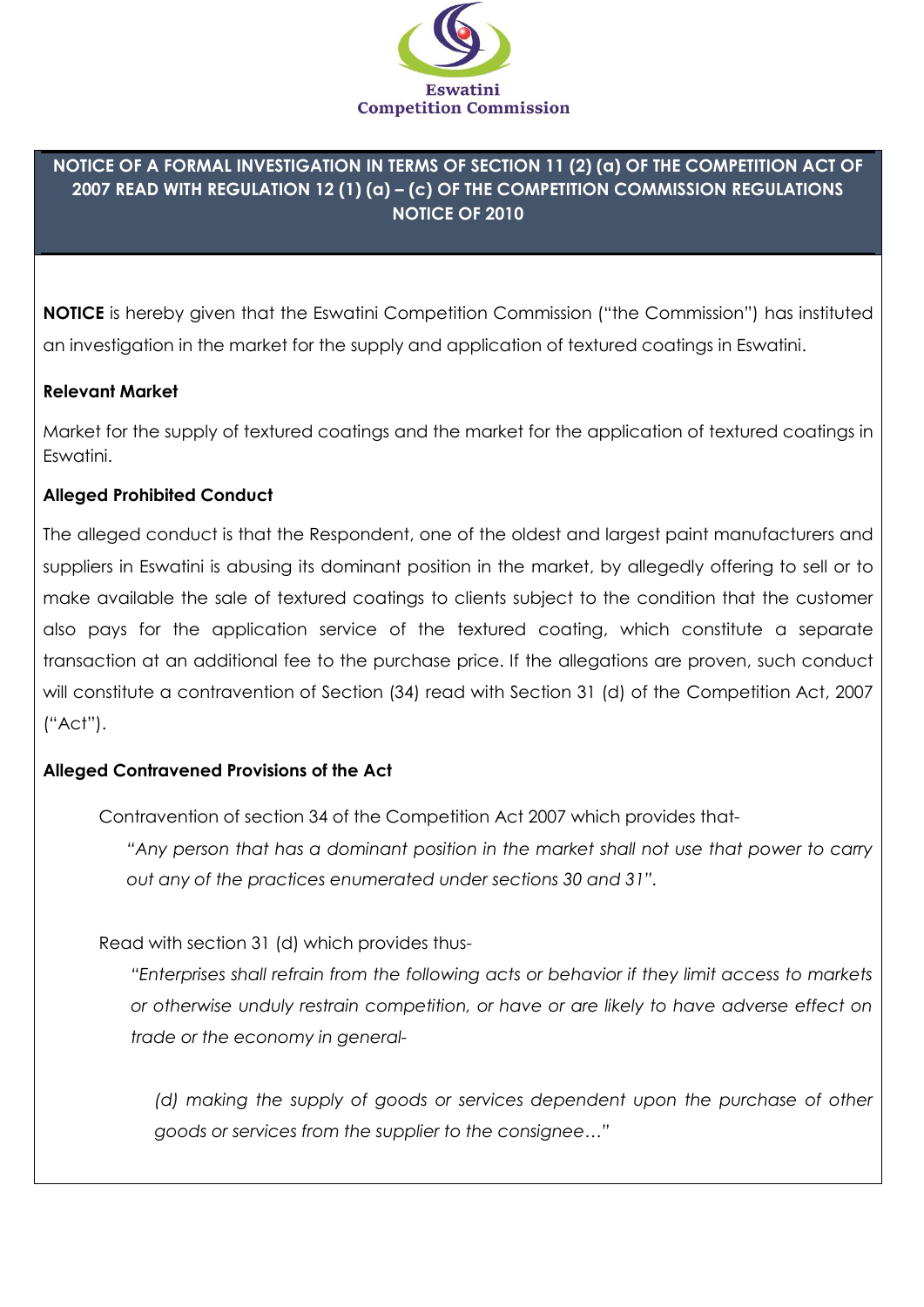Eswatini Competition Commission

## NOTICE OF A FORMAL INVESTIGATION IN TERMS OF SECTION 11 (2) (a) OF THE COMPETITION ACT OF 2007 READ WITH REGULATION 12 (1) (a) – (c) OF THE COMPETITION COMMISSION REGULATIONS NOTICE OF 2010

**NOTICE** is hereby given that the Eswatini Competition Commission ("the Commission") has instituted an investigation in the market for the supply and application of textured coatings in Eswatini.

**Relevant Market**

Market for the supply of textured coatings and the market for the application of textured coatings in Eswatini.

**Alleged Prohibited Conduct**

The alleged conduct is that the Respondent, one of the oldest and largest paint manufacturers and suppliers in Eswatini is abusing its dominant position in the market, by allegedly offering to sell or to make available the sale of textured coatings to clients subject to the condition that the customer also pays for the application service of the textured coating, which constitute a separate transaction at an additional fee to the purchase price. If the allegations are proven, such conduct will constitute a contravention of Section (34) read with Section 31 (d) of the Competition Act, 2007 ("Act").

**Alleged Contravened Provisions of the Act**

Contravention of section 34 of the Competition Act 2007 which provides that-

> *"Any person that has a dominant position in the market shall not use that power to carry out any of the practices enumerated under sections 30 and 31".*

Read with section 31 (d) which provides thus-

> *"Enterprises shall refrain from the following acts or behavior if they limit access to markets or otherwise unduly restrain competition, or have or are likely to have adverse effect on trade or the economy in general-*
>
> *(d) making the supply of goods or services dependent upon the purchase of other goods or services from the supplier to the consignee…"*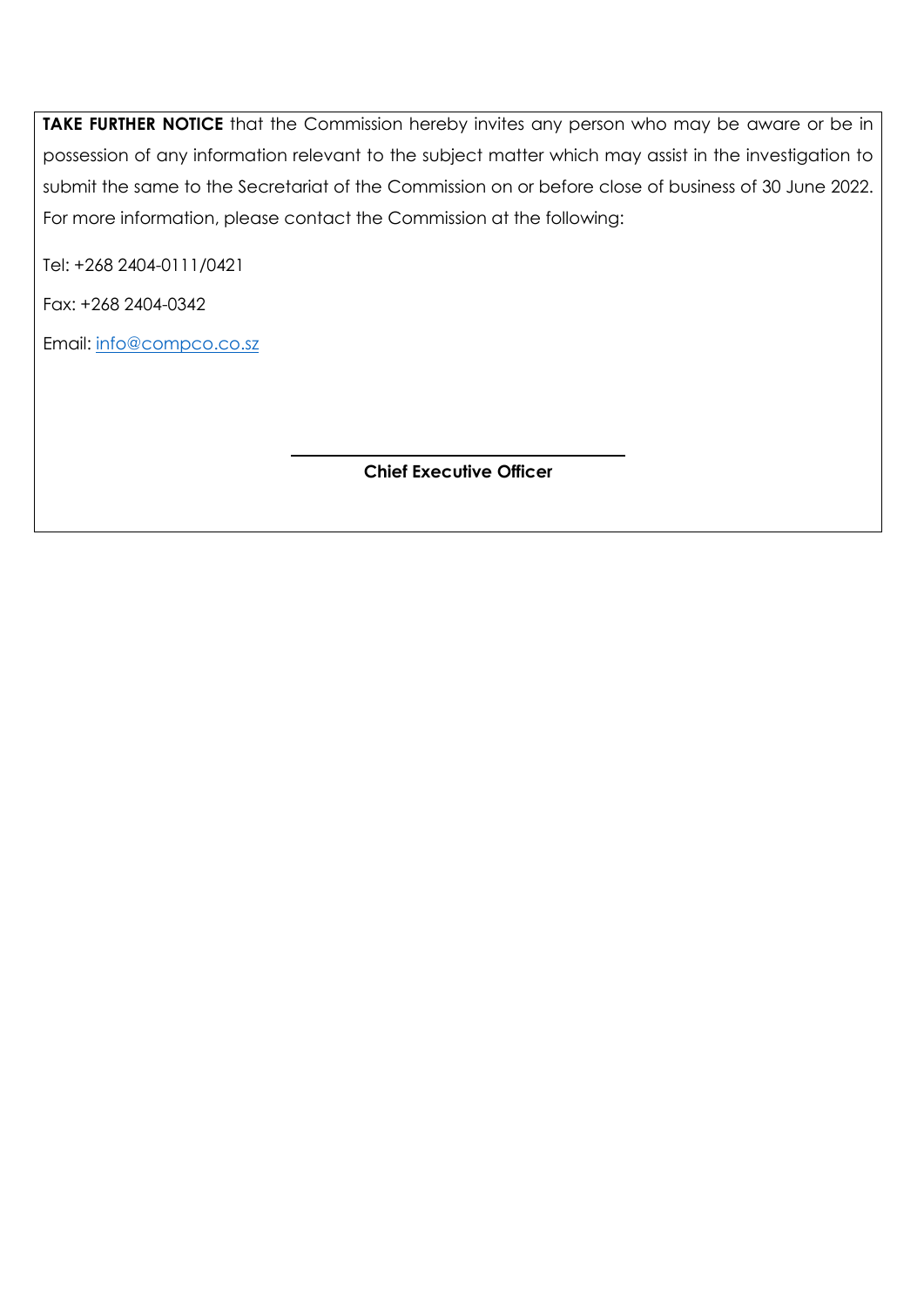**TAKE FURTHER NOTICE** that the Commission hereby invites any person who may be aware or be in possession of any information relevant to the subject matter which may assist in the investigation to submit the same to the Secretariat of the Commission on or before close of business of 30 June 2022. For more information, please contact the Commission at the following:

Tel: +268 2404-0111/0421

Fax: +268 2404-0342

Email: info@compco.co.sz

---

**Chief Executive Officer**